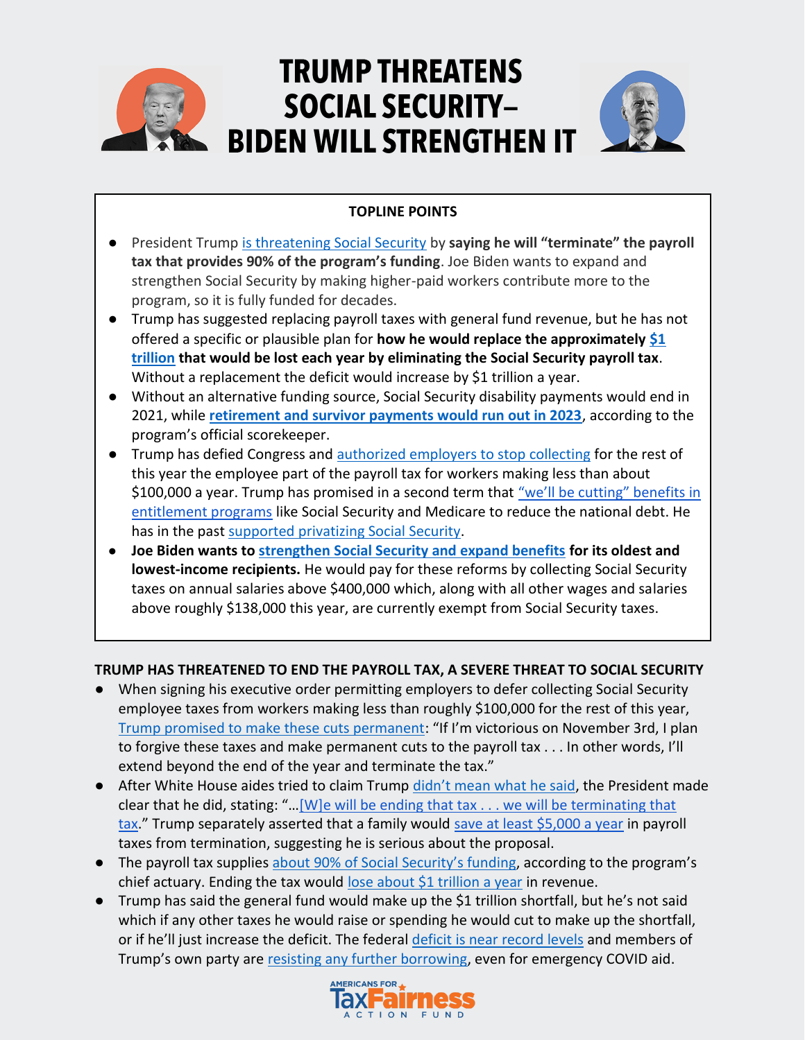# TRUMP THREATENS SOCIAL SECURITY– BIDEN WILL STRENGTHEN IT

**TOPLINE POINTS**

- President Trump is threatening Social Security by **saying he will "terminate" the payroll tax that provides 90% of the program's funding**. Joe Biden wants to expand and strengthen Social Security by making higher-paid workers contribute more to the program, so it is fully funded for decades.
- Trump has suggested replacing payroll taxes with general fund revenue, but he has not offered a specific or plausible plan for **how he would replace the approximately $1 trillion that would be lost each year by eliminating the Social Security payroll tax**. Without a replacement the deficit would increase by $1 trillion a year.
- Without an alternative funding source, Social Security disability payments would end in 2021, while **retirement and survivor payments would run out in 2023**, according to the program's official scorekeeper.
- Trump has defied Congress and authorized employers to stop collecting for the rest of this year the employee part of the payroll tax for workers making less than about $100,000 a year. Trump has promised in a second term that "we'll be cutting" benefits in entitlement programs like Social Security and Medicare to reduce the national debt. He has in the past supported privatizing Social Security.
- **Joe Biden wants to strengthen Social Security and expand benefits for its oldest and lowest-income recipients.** He would pay for these reforms by collecting Social Security taxes on annual salaries above $400,000 which, along with all other wages and salaries above roughly $138,000 this year, are currently exempt from Social Security taxes.

**TRUMP HAS THREATENED TO END THE PAYROLL TAX, A SEVERE THREAT TO SOCIAL SECURITY**

- When signing his executive order permitting employers to defer collecting Social Security employee taxes from workers making less than roughly $100,000 for the rest of this year, Trump promised to make these cuts permanent: "If I'm victorious on November 3rd, I plan to forgive these taxes and make permanent cuts to the payroll tax . . . In other words, I'll extend beyond the end of the year and terminate the tax."
- After White House aides tried to claim Trump didn't mean what he said, the President made clear that he did, stating: "…[W]e will be ending that tax . . . we will be terminating that tax." Trump separately asserted that a family would save at least $5,000 a year in payroll taxes from termination, suggesting he is serious about the proposal.
- The payroll tax supplies about 90% of Social Security's funding, according to the program's chief actuary. Ending the tax would lose about $1 trillion a year in revenue.
- Trump has said the general fund would make up the $1 trillion shortfall, but he's not said which if any other taxes he would raise or spending he would cut to make up the shortfall, or if he'll just increase the deficit. The federal deficit is near record levels and members of Trump's own party are resisting any further borrowing, even for emergency COVID aid.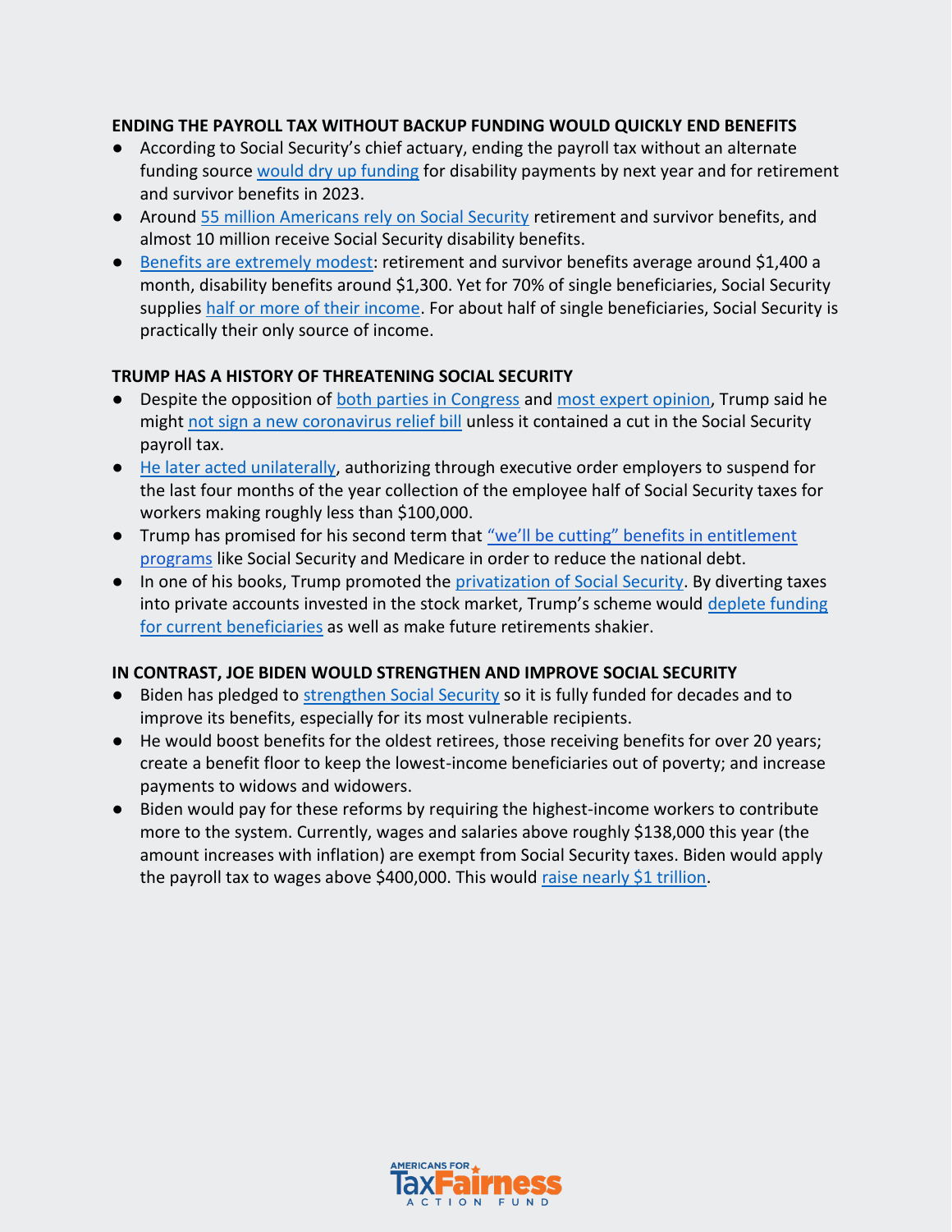**ENDING THE PAYROLL TAX WITHOUT BACKUP FUNDING WOULD QUICKLY END BENEFITS**

- According to Social Security's chief actuary, ending the payroll tax without an alternate funding source would dry up funding for disability payments by next year and for retirement and survivor benefits in 2023.
- Around 55 million Americans rely on Social Security retirement and survivor benefits, and almost 10 million receive Social Security disability benefits.
- Benefits are extremely modest: retirement and survivor benefits average around $1,400 a month, disability benefits around $1,300. Yet for 70% of single beneficiaries, Social Security supplies half or more of their income. For about half of single beneficiaries, Social Security is practically their only source of income.

**TRUMP HAS A HISTORY OF THREATENING SOCIAL SECURITY**

- Despite the opposition of both parties in Congress and most expert opinion, Trump said he might not sign a new coronavirus relief bill unless it contained a cut in the Social Security payroll tax.
- He later acted unilaterally, authorizing through executive order employers to suspend for the last four months of the year collection of the employee half of Social Security taxes for workers making roughly less than $100,000.
- Trump has promised for his second term that "we'll be cutting" benefits in entitlement programs like Social Security and Medicare in order to reduce the national debt.
- In one of his books, Trump promoted the privatization of Social Security. By diverting taxes into private accounts invested in the stock market, Trump's scheme would deplete funding for current beneficiaries as well as make future retirements shakier.

**IN CONTRAST, JOE BIDEN WOULD STRENGTHEN AND IMPROVE SOCIAL SECURITY**

- Biden has pledged to strengthen Social Security so it is fully funded for decades and to improve its benefits, especially for its most vulnerable recipients.
- He would boost benefits for the oldest retirees, those receiving benefits for over 20 years; create a benefit floor to keep the lowest-income beneficiaries out of poverty; and increase payments to widows and widowers.
- Biden would pay for these reforms by requiring the highest-income workers to contribute more to the system. Currently, wages and salaries above roughly $138,000 this year (the amount increases with inflation) are exempt from Social Security taxes. Biden would apply the payroll tax to wages above $400,000. This would raise nearly $1 trillion.

AMERICANS FOR TaxFairness ACTION FUND